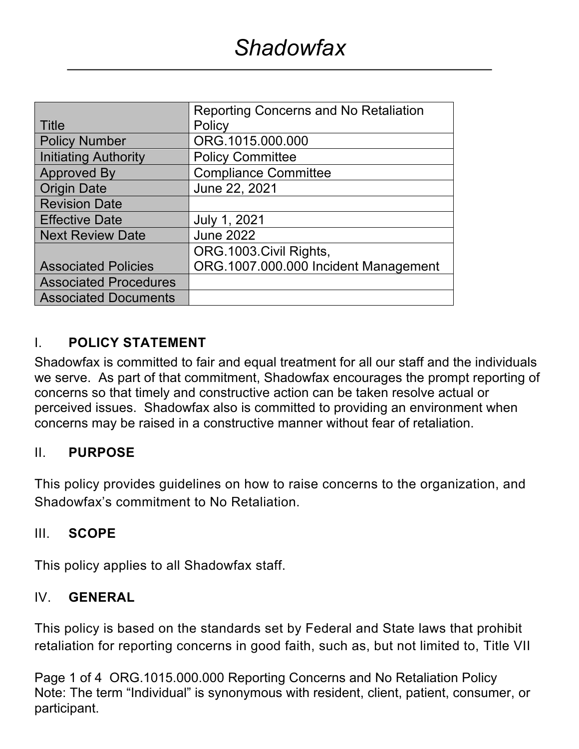# Shadowfax

| Title | Reporting Concerns and No Retaliation Policy |
|---|---|
| Policy Number | ORG.1015.000.000 |
| Initiating Authority | Policy Committee |
| Approved By | Compliance Committee |
| Origin Date | June 22, 2021 |
| Revision Date | |
| Effective Date | July 1, 2021 |
| Next Review Date | June 2022 |
| Associated Policies | ORG.1003.Civil Rights, ORG.1007.000.000 Incident Management |
| Associated Procedures | |
| Associated Documents | |

## I. POLICY STATEMENT

Shadowfax is committed to fair and equal treatment for all our staff and the individuals we serve. As part of that commitment, Shadowfax encourages the prompt reporting of concerns so that timely and constructive action can be taken resolve actual or perceived issues. Shadowfax also is committed to providing an environment when concerns may be raised in a constructive manner without fear of retaliation.

## II. PURPOSE

This policy provides guidelines on how to raise concerns to the organization, and Shadowfax's commitment to No Retaliation.

## III. SCOPE

This policy applies to all Shadowfax staff.

## IV. GENERAL

This policy is based on the standards set by Federal and State laws that prohibit retaliation for reporting concerns in good faith, such as, but not limited to, Title VII

Note: The term "Individual" is synonymous with resident, client, patient, consumer, or participant.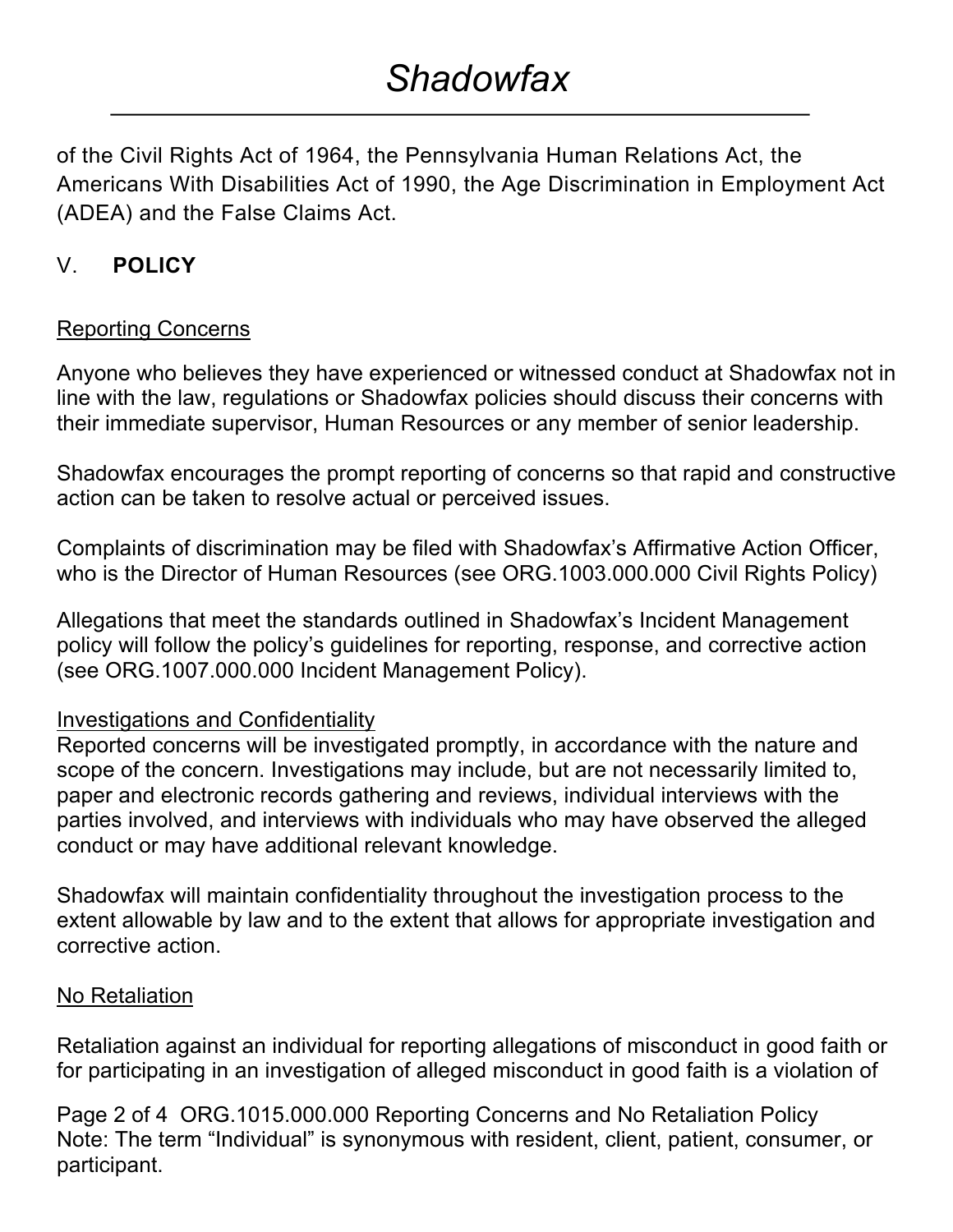of the Civil Rights Act of 1964, the Pennsylvania Human Relations Act, the Americans With Disabilities Act of 1990, the Age Discrimination in Employment Act (ADEA) and the False Claims Act.

## V. POLICY

### Reporting Concerns

Anyone who believes they have experienced or witnessed conduct at Shadowfax not in line with the law, regulations or Shadowfax policies should discuss their concerns with their immediate supervisor, Human Resources or any member of senior leadership.

Shadowfax encourages the prompt reporting of concerns so that rapid and constructive action can be taken to resolve actual or perceived issues.

Complaints of discrimination may be filed with Shadowfax's Affirmative Action Officer, who is the Director of Human Resources (see ORG.1003.000.000 Civil Rights Policy)

Allegations that meet the standards outlined in Shadowfax's Incident Management policy will follow the policy's guidelines for reporting, response, and corrective action (see ORG.1007.000.000 Incident Management Policy).

### Investigations and Confidentiality

Reported concerns will be investigated promptly, in accordance with the nature and scope of the concern. Investigations may include, but are not necessarily limited to, paper and electronic records gathering and reviews, individual interviews with the parties involved, and interviews with individuals who may have observed the alleged conduct or may have additional relevant knowledge.

Shadowfax will maintain confidentiality throughout the investigation process to the extent allowable by law and to the extent that allows for appropriate investigation and corrective action.

### No Retaliation

Retaliation against an individual for reporting allegations of misconduct in good faith or for participating in an investigation of alleged misconduct in good faith is a violation of

Note: The term "Individual" is synonymous with resident, client, patient, consumer, or participant.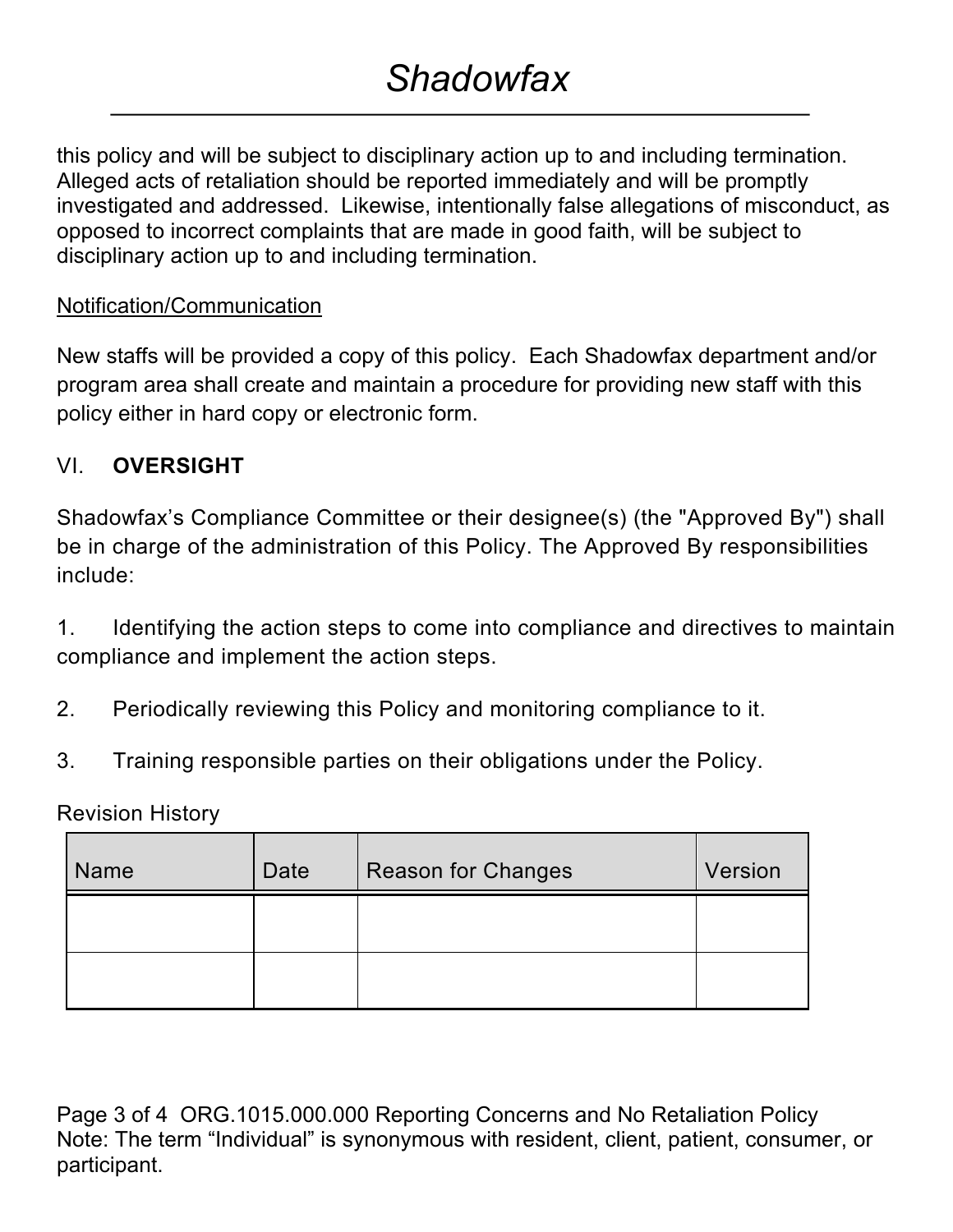this policy and will be subject to disciplinary action up to and including termination. Alleged acts of retaliation should be reported immediately and will be promptly investigated and addressed. Likewise, intentionally false allegations of misconduct, as opposed to incorrect complaints that are made in good faith, will be subject to disciplinary action up to and including termination.

Notification/Communication

New staffs will be provided a copy of this policy. Each Shadowfax department and/or program area shall create and maintain a procedure for providing new staff with this policy either in hard copy or electronic form.

## VI. **OVERSIGHT**

Shadowfax's Compliance Committee or their designee(s) (the "Approved By") shall be in charge of the administration of this Policy. The Approved By responsibilities include:

1. Identifying the action steps to come into compliance and directives to maintain compliance and implement the action steps.
2. Periodically reviewing this Policy and monitoring compliance to it.
3. Training responsible parties on their obligations under the Policy.

Revision History

| Name | Date | Reason for Changes | Version |
|---|---|---|---|
| | | | |
| | | | |

Note: The term "Individual" is synonymous with resident, client, patient, consumer, or participant.